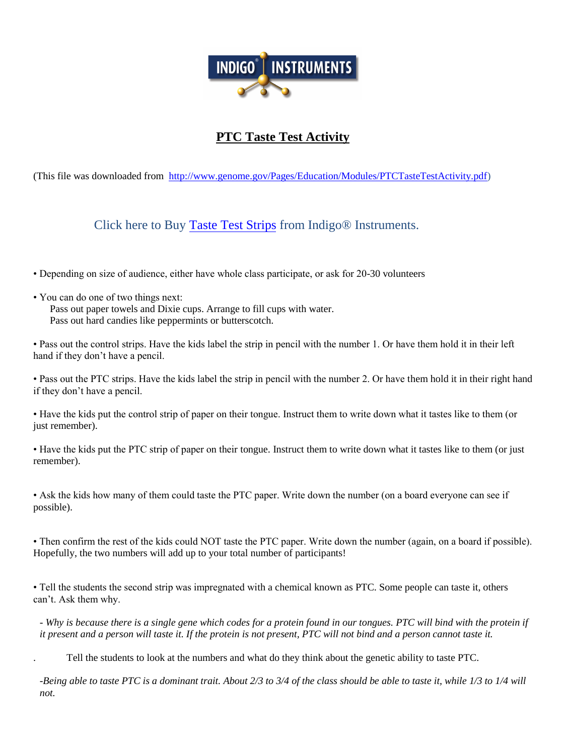INDIGO® INSTRUMENTS

# PTC Taste Test Activity

(This file was downloaded from http://www.genome.gov/Pages/Education/Modules/PTCTasteTestActivity.pdf)

Click here to Buy Taste Test Strips from Indigo® Instruments.

- Depending on size of audience, either have whole class participate, or ask for 20-30 volunteers
- You can do one of two things next:
  - Pass out paper towels and Dixie cups. Arrange to fill cups with water.
  - Pass out hard candies like peppermints or butterscotch.
- Pass out the control strips. Have the kids label the strip in pencil with the number 1. Or have them hold it in their left hand if they don't have a pencil.
- Pass out the PTC strips. Have the kids label the strip in pencil with the number 2. Or have them hold it in their right hand if they don't have a pencil.
- Have the kids put the control strip of paper on their tongue. Instruct them to write down what it tastes like to them (or just remember).
- Have the kids put the PTC strip of paper on their tongue. Instruct them to write down what it tastes like to them (or just remember).
- Ask the kids how many of them could taste the PTC paper. Write down the number (on a board everyone can see if possible).
- Then confirm the rest of the kids could NOT taste the PTC paper. Write down the number (again, on a board if possible). Hopefully, the two numbers will add up to your total number of participants!
- Tell the students the second strip was impregnated with a chemical known as PTC. Some people can taste it, others can't. Ask them why.

  *- Why is because there is a single gene which codes for a protein found in our tongues. PTC will bind with the protein if it present and a person will taste it. If the protein is not present, PTC will not bind and a person cannot taste it.*

- Tell the students to look at the numbers and what do they think about the genetic ability to taste PTC.

  *-Being able to taste PTC is a dominant trait. About 2/3 to 3/4 of the class should be able to taste it, while 1/3 to 1/4 will not.*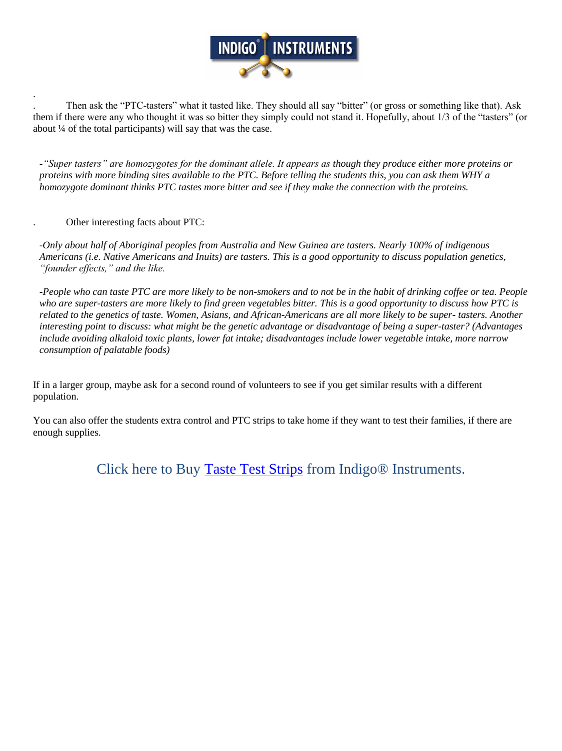.

. Then ask the "PTC-tasters" what it tasted like. They should all say "bitter" (or gross or something like that). Ask them if there were any who thought it was so bitter they simply could not stand it. Hopefully, about 1/3 of the "tasters" (or about ¼ of the total participants) will say that was the case.

*-"Super tasters" are homozygotes for the dominant allele. It appears as though they produce either more proteins or proteins with more binding sites available to the PTC. Before telling the students this, you can ask them WHY a homozygote dominant thinks PTC tastes more bitter and see if they make the connection with the proteins.*

. Other interesting facts about PTC:

*-Only about half of Aboriginal peoples from Australia and New Guinea are tasters. Nearly 100% of indigenous Americans (i.e. Native Americans and Inuits) are tasters. This is a good opportunity to discuss population genetics, "founder effects," and the like.*

*-People who can taste PTC are more likely to be non-smokers and to not be in the habit of drinking coffee or tea. People who are super-tasters are more likely to find green vegetables bitter. This is a good opportunity to discuss how PTC is related to the genetics of taste. Women, Asians, and African-Americans are all more likely to be super- tasters. Another interesting point to discuss: what might be the genetic advantage or disadvantage of being a super-taster? (Advantages include avoiding alkaloid toxic plants, lower fat intake; disadvantages include lower vegetable intake, more narrow consumption of palatable foods)*

If in a larger group, maybe ask for a second round of volunteers to see if you get similar results with a different population.

You can also offer the students extra control and PTC strips to take home if they want to test their families, if there are enough supplies.

Click here to Buy Taste Test Strips from Indigo® Instruments.